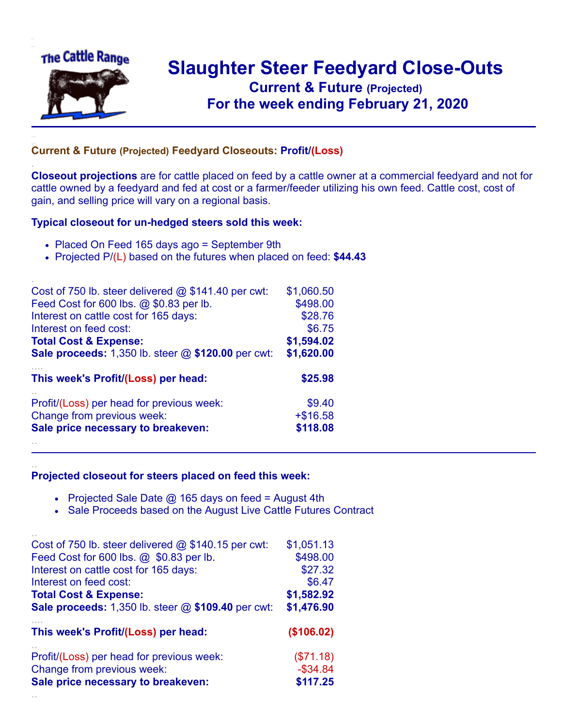# Slaughter Steer Feedyard Close-Outs

## Current & Future (Projected)

## For the week ending February 21, 2020

### Current & Future (Projected) Feedyard Closeouts: Profit/(Loss)

**Closeout projections** are for cattle placed on feed by a cattle owner at a commercial feedyard and not for cattle owned by a feedyard and fed at cost or a farmer/feeder utilizing his own feed. Cattle cost, cost of gain, and selling price will vary on a regional basis.

**Typical closeout for un-hedged steers sold this week:**

- Placed On Feed 165 days ago = September 9th
- Projected P/(L) based on the futures when placed on feed: **$44.43**

| | |
|---|---|
| Cost of 750 lb. steer delivered @ $141.40 per cwt: | $1,060.50 |
| Feed Cost for 600 lbs. @ $0.83 per lb. | $498.00 |
| Interest on cattle cost for 165 days: | $28.76 |
| Interest on feed cost: | $6.75 |
| **Total Cost & Expense:** | **$1,594.02** |
| **Sale proceeds:** 1,350 lb. steer @ **$120.00** per cwt: | **$1,620.00** |
| **This week's Profit/(Loss) per head:** | **$25.98** |
| Profit/(Loss) per head for previous week: | $9.40 |
| Change from previous week: | +$16.58 |
| **Sale price necessary to breakeven:** | **$118.08** |

**Projected closeout for steers placed on feed this week:**

- Projected Sale Date @ 165 days on feed = August 4th
- Sale Proceeds based on the August Live Cattle Futures Contract

| | |
|---|---|
| Cost of 750 lb. steer delivered @ $140.15 per cwt: | $1,051.13 |
| Feed Cost for 600 lbs. @ $0.83 per lb. | $498.00 |
| Interest on cattle cost for 165 days: | $27.32 |
| Interest on feed cost: | $6.47 |
| **Total Cost & Expense:** | **$1,582.92** |
| **Sale proceeds:** 1,350 lb. steer @ **$109.40** per cwt: | **$1,476.90** |
| **This week's Profit/(Loss) per head:** | **($106.02)** |
| Profit/(Loss) per head for previous week: | ($71.18) |
| Change from previous week: | -$34.84 |
| **Sale price necessary to breakeven:** | **$117.25** |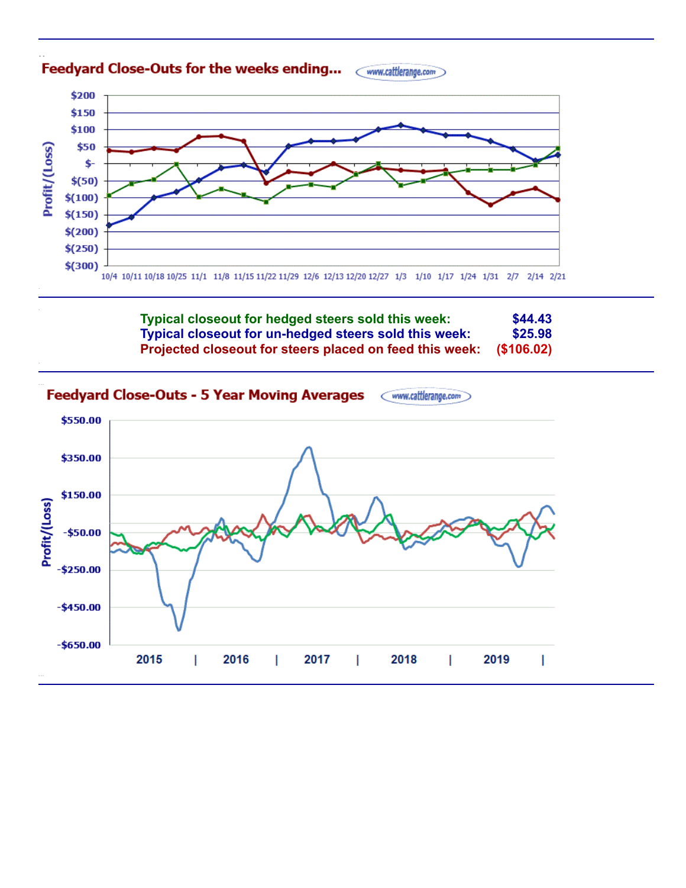## Feedyard Close-Outs for the weeks ending...

www.cattlerange.com

$200
$150
$100
$50
$-
$(50)
$(100)
$(150)
$(200)
$(250)
$(300)

Profit/(Loss)

10/4 10/11 10/18 10/25 11/1 11/8 11/15 11/22 11/29 12/6 12/13 12/20 12/27 1/3 1/10 1/17 1/24 1/31 2/7 2/14 2/21

**Typical closeout for hedged steers sold this week:** **$44.43**
**Typical closeout for un-hedged steers sold this week:** **$25.98**
**Projected closeout for steers placed on feed this week:** **($106.02)**

## Feedyard Close-Outs - 5 Year Moving Averages

www.cattlerange.com

$550.00
$350.00
$150.00
-$50.00
-$250.00
-$450.00
-$650.00

Profit/(Loss)

2015 | 2016 | 2017 | 2018 | 2019 |